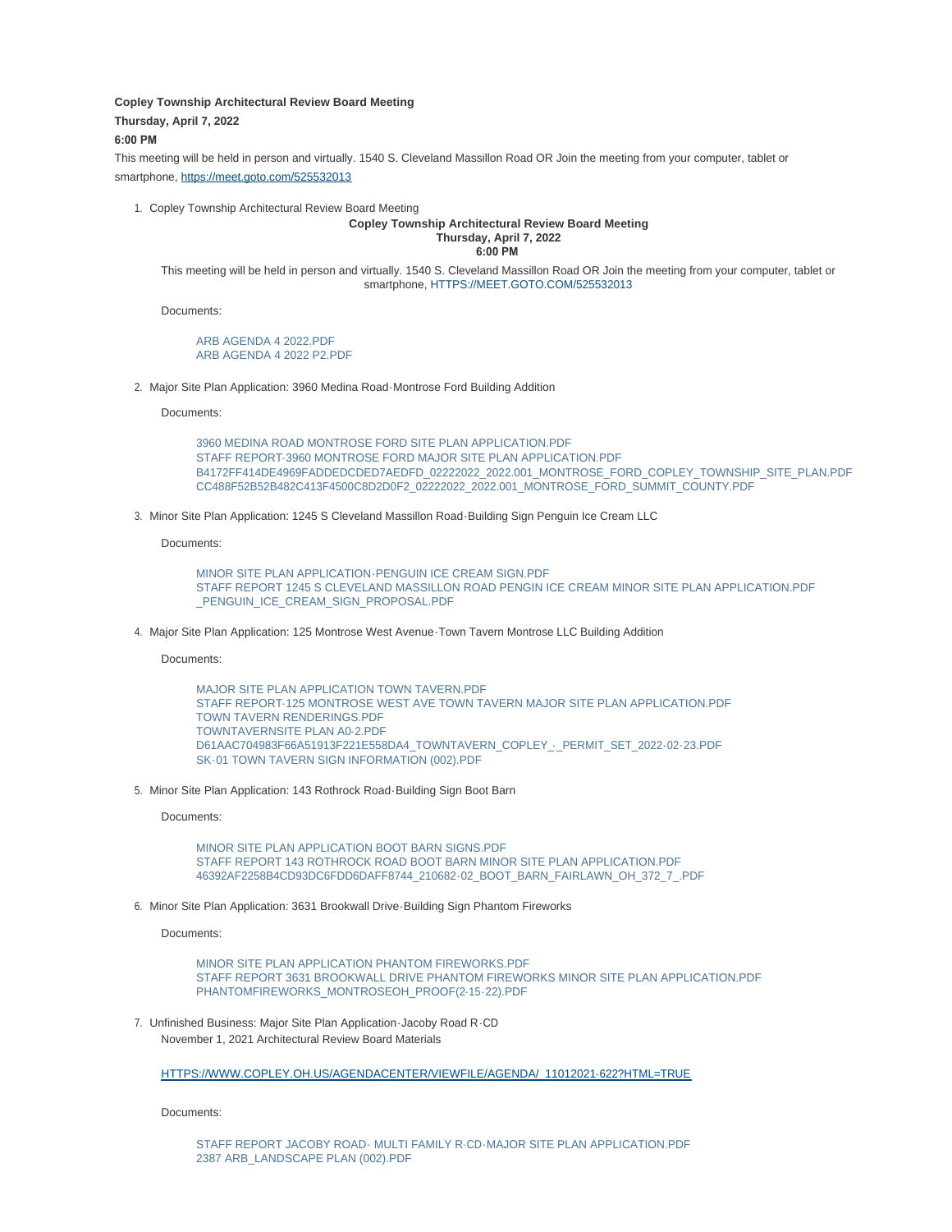**Copley Township Architectural Review Board Meeting**

**Thursday, April 7, 2022**

**6:00 PM**

This meeting will be held in person and virtually. 1540 S. Cleveland Massillon Road OR Join the meeting from your computer, tablet or smartphone, [https://meet.goto.com/525532013](https://meet.goto.com/525532013)

1. Copley Township Architectural Review Board Meeting

   **Copley Township Architectural Review Board Meeting**
   **Thursday, April 7, 2022**
   **6:00 PM**

   This meeting will be held in person and virtually. 1540 S. Cleveland Massillon Road OR Join the meeting from your computer, tablet or smartphone, HTTPS://MEET.GOTO.COM/525532013

   Documents:

   ARB AGENDA 4 2022.PDF
   ARB AGENDA 4 2022 P2.PDF

2. Major Site Plan Application: 3960 Medina Road-Montrose Ford Building Addition

   Documents:

   3960 MEDINA ROAD MONTROSE FORD SITE PLAN APPLICATION.PDF
   STAFF REPORT-3960 MONTROSE FORD MAJOR SITE PLAN APPLICATION.PDF
   B4172FF414DE4969FADDEDCDED7AEDFD_02222022_2022.001_MONTROSE_FORD_COPLEY_TOWNSHIP_SITE_PLAN.PDF
   CC488F52B52B482C413F4500C8D2D0F2_02222022_2022.001_MONTROSE_FORD_SUMMIT_COUNTY.PDF

3. Minor Site Plan Application: 1245 S Cleveland Massillon Road-Building Sign Penguin Ice Cream LLC

   Documents:

   MINOR SITE PLAN APPLICATION-PENGUIN ICE CREAM SIGN.PDF
   STAFF REPORT 1245 S CLEVELAND MASSILLON ROAD PENGIN ICE CREAM MINOR SITE PLAN APPLICATION.PDF
   _PENGUIN_ICE_CREAM_SIGN_PROPOSAL.PDF

4. Major Site Plan Application: 125 Montrose West Avenue-Town Tavern Montrose LLC Building Addition

   Documents:

   MAJOR SITE PLAN APPLICATION TOWN TAVERN.PDF
   STAFF REPORT-125 MONTROSE WEST AVE TOWN TAVERN MAJOR SITE PLAN APPLICATION.PDF
   TOWN TAVERN RENDERINGS.PDF
   TOWNTAVERNSITE PLAN A0-2.PDF
   D61AAC704983F66A51913F221E558DA4_TOWNTAVERN_COPLEY_-_PERMIT_SET_2022-02-23.PDF
   SK-01 TOWN TAVERN SIGN INFORMATION (002).PDF

5. Minor Site Plan Application: 143 Rothrock Road-Building Sign Boot Barn

   Documents:

   MINOR SITE PLAN APPLICATION BOOT BARN SIGNS.PDF
   STAFF REPORT 143 ROTHROCK ROAD BOOT BARN MINOR SITE PLAN APPLICATION.PDF
   46392AF2258B4CD93DC6FDD6DAFF8744_210682-02_BOOT_BARN_FAIRLAWN_OH_372_7_.PDF

6. Minor Site Plan Application: 3631 Brookwall Drive-Building Sign Phantom Fireworks

   Documents:

   MINOR SITE PLAN APPLICATION PHANTOM FIREWORKS.PDF
   STAFF REPORT 3631 BROOKWALL DRIVE PHANTOM FIREWORKS MINOR SITE PLAN APPLICATION.PDF
   PHANTOMFIREWORKS_MONTROSEOH_PROOF(2-15-22).PDF

7. Unfinished Business: Major Site Plan Application-Jacoby Road R-CD
   November 1, 2021 Architectural Review Board Materials

   [HTTPS://WWW.COPLEY.OH.US/AGENDACENTER/VIEWFILE/AGENDA/_11012021-622?HTML=TRUE](HTTPS://WWW.COPLEY.OH.US/AGENDACENTER/VIEWFILE/AGENDA/_11012021-622?HTML=TRUE)

   Documents:

   STAFF REPORT JACOBY ROAD- MULTI FAMILY R-CD-MAJOR SITE PLAN APPLICATION.PDF
   2387 ARB_LANDSCAPE PLAN (002).PDF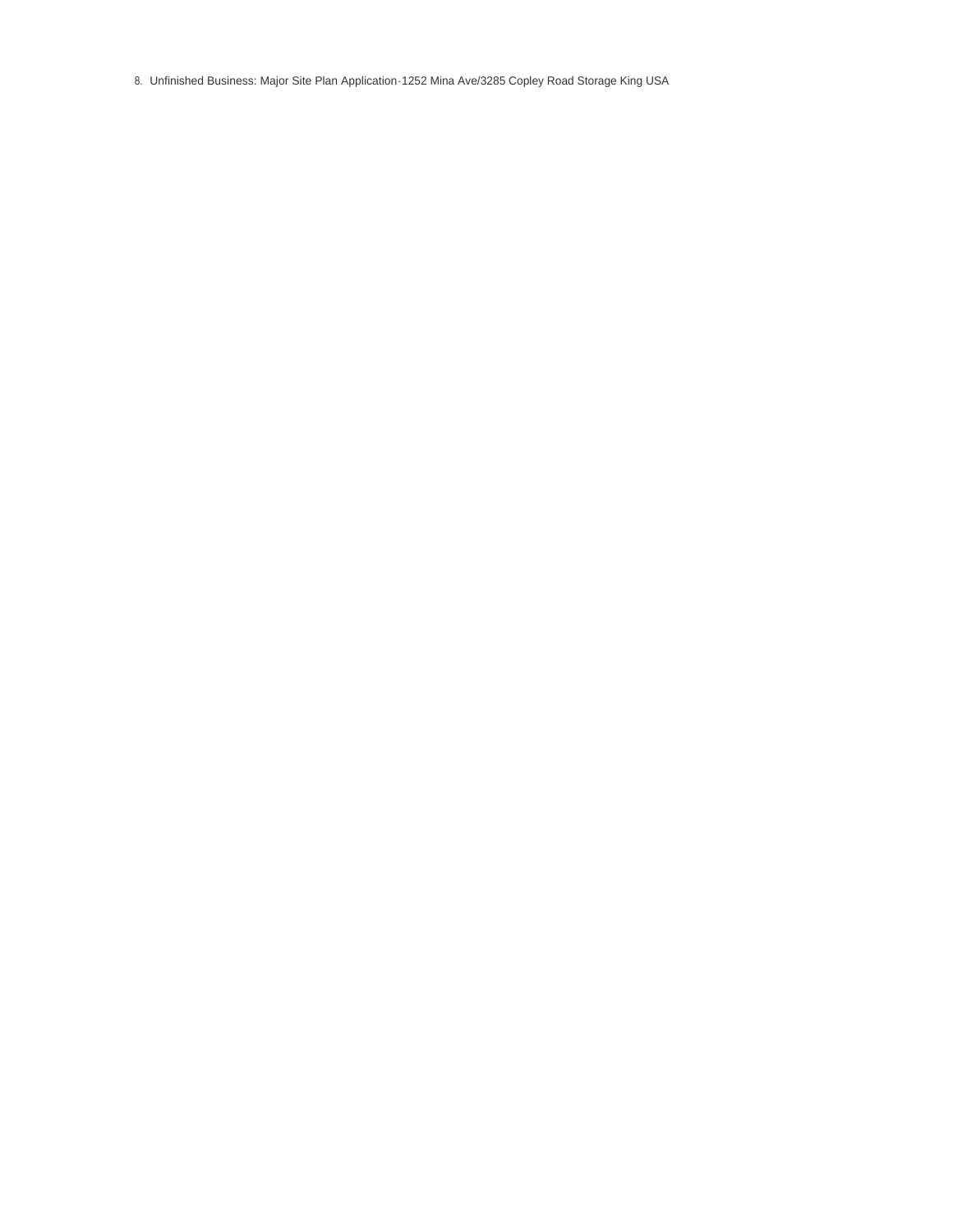8. Unfinished Business: Major Site Plan Application-1252 Mina Ave/3285 Copley Road Storage King USA